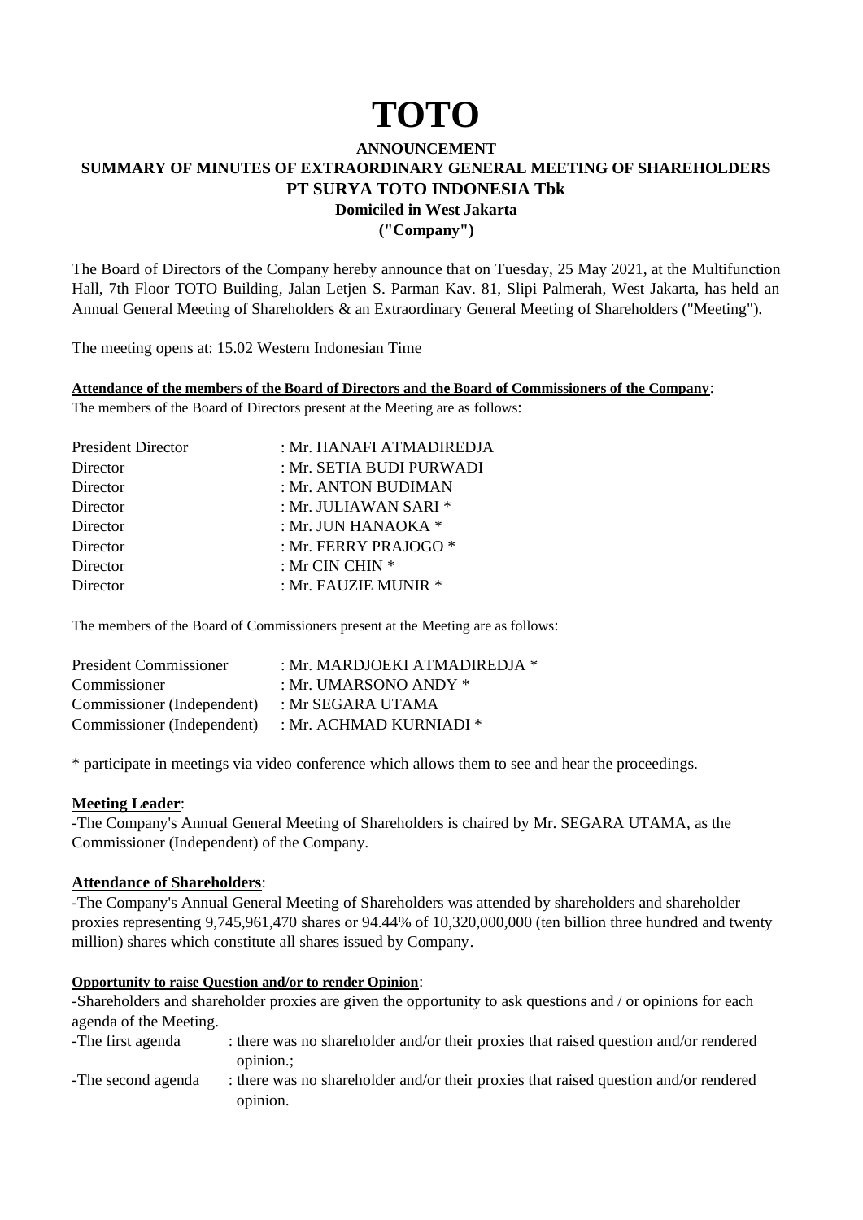# TOTO

## ANNOUNCEMENT
## SUMMARY OF MINUTES OF EXTRAORDINARY GENERAL MEETING OF SHAREHOLDERS
## PT SURYA TOTO INDONESIA Tbk
### Domiciled in West Jakarta
### ("Company")

The Board of Directors of the Company hereby announce that on Tuesday, 25 May 2021, at the Multifunction Hall, 7th Floor TOTO Building, Jalan Letjen S. Parman Kav. 81, Slipi Palmerah, West Jakarta, has held an Annual General Meeting of Shareholders & an Extraordinary General Meeting of Shareholders ("Meeting").

The meeting opens at: 15.02 Western Indonesian Time

**Attendance of the members of the Board of Directors and the Board of Commissioners of the Company**:

The members of the Board of Directors present at the Meeting are as follows:

| | |
|---|---|
| President Director | : Mr. HANAFI ATMADIREDJA |
| Director | : Mr. SETIA BUDI PURWADI |
| Director | : Mr. ANTON BUDIMAN |
| Director | : Mr. JULIAWAN SARI * |
| Director | : Mr. JUN HANAOKA * |
| Director | : Mr. FERRY PRAJOGO * |
| Director | : Mr CIN CHIN * |
| Director | : Mr. FAUZIE MUNIR * |

The members of the Board of Commissioners present at the Meeting are as follows:

| | |
|---|---|
| President Commissioner | : Mr. MARDJOEKI ATMADIREDJA * |
| Commissioner | : Mr. UMARSONO ANDY * |
| Commissioner (Independent) | : Mr SEGARA UTAMA |
| Commissioner (Independent) | : Mr. ACHMAD KURNIADI * |

\* participate in meetings via video conference which allows them to see and hear the proceedings.

**Meeting Leader**:

-The Company's Annual General Meeting of Shareholders is chaired by Mr. SEGARA UTAMA, as the Commissioner (Independent) of the Company.

**Attendance of Shareholders**:

-The Company's Annual General Meeting of Shareholders was attended by shareholders and shareholder proxies representing 9,745,961,470 shares or 94.44% of 10,320,000,000 (ten billion three hundred and twenty million) shares which constitute all shares issued by Company.

**Opportunity to raise Question and/or to render Opinion**:

-Shareholders and shareholder proxies are given the opportunity to ask questions and / or opinions for each agenda of the Meeting.

| | |
|---|---|
| -The first agenda | : there was no shareholder and/or their proxies that raised question and/or rendered opinion.; |
| -The second agenda | : there was no shareholder and/or their proxies that raised question and/or rendered opinion. |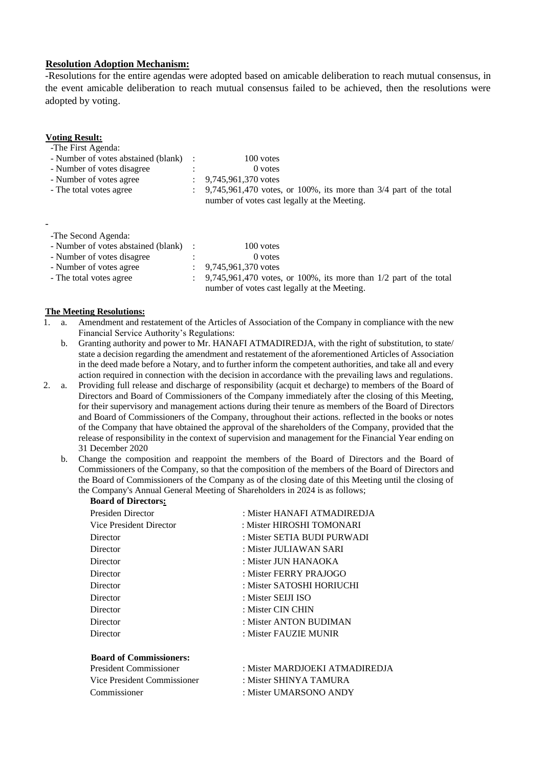**Resolution Adoption Mechanism:**

-Resolutions for the entire agendas were adopted based on amicable deliberation to reach mutual consensus, in the event amicable deliberation to reach mutual consensus failed to be achieved, then the resolutions were adopted by voting.

**Voting Result:**

-The First Agenda:

- Number of votes abstained (blank) : 100 votes
- Number of votes disagree : 0 votes
- Number of votes agree : 9,745,961,370 votes
- The total votes agree : 9,745,961,470 votes, or 100%, its more than 3/4 part of the total number of votes cast legally at the Meeting.

-

-The Second Agenda:

- Number of votes abstained (blank) : 100 votes
- Number of votes disagree : 0 votes
- Number of votes agree : 9,745,961,370 votes
- The total votes agree : 9,745,961,470 votes, or 100%, its more than 1/2 part of the total number of votes cast legally at the Meeting.

**The Meeting Resolutions:**

1. a. Amendment and restatement of the Articles of Association of the Company in compliance with the new Financial Service Authority's Regulations:

   b. Granting authority and power to Mr. HANAFI ATMADIREDJA, with the right of substitution, to state/ state a decision regarding the amendment and restatement of the aforementioned Articles of Association in the deed made before a Notary, and to further inform the competent authorities, and take all and every action required in connection with the decision in accordance with the prevailing laws and regulations.

2. a. Providing full release and discharge of responsibility (acquit et decharge) to members of the Board of Directors and Board of Commissioners of the Company immediately after the closing of this Meeting, for their supervisory and management actions during their tenure as members of the Board of Directors and Board of Commissioners of the Company, throughout their actions. reflected in the books or notes of the Company that have obtained the approval of the shareholders of the Company, provided that the release of responsibility in the context of supervision and management for the Financial Year ending on 31 December 2020

   b. Change the composition and reappoint the members of the Board of Directors and the Board of Commissioners of the Company, so that the composition of the members of the Board of Directors and the Board of Commissioners of the Company as of the closing date of this Meeting until the closing of the Company's Annual General Meeting of Shareholders in 2024 is as follows;

   **Board of Directors:**

   | | |
   |---|---|
   | Presiden Director | : Mister HANAFI ATMADIREDJA |
   | Vice President Director | : Mister HIROSHI TOMONARI |
   | Director | : Mister SETIA BUDI PURWADI |
   | Director | : Mister JULIAWAN SARI |
   | Director | : Mister JUN HANAOKA |
   | Director | : Mister FERRY PRAJOGO |
   | Director | : Mister SATOSHI HORIUCHI |
   | Director | : Mister SEIJI ISO |
   | Director | : Mister CIN CHIN |
   | Director | : Mister ANTON BUDIMAN |
   | Director | : Mister FAUZIE MUNIR |

   **Board of Commissioners:**

   | | |
   |---|---|
   | President Commissioner | : Mister MARDJOEKI ATMADIREDJA |
   | Vice President Commissioner | : Mister SHINYA TAMURA |
   | Commissioner | : Mister UMARSONO ANDY |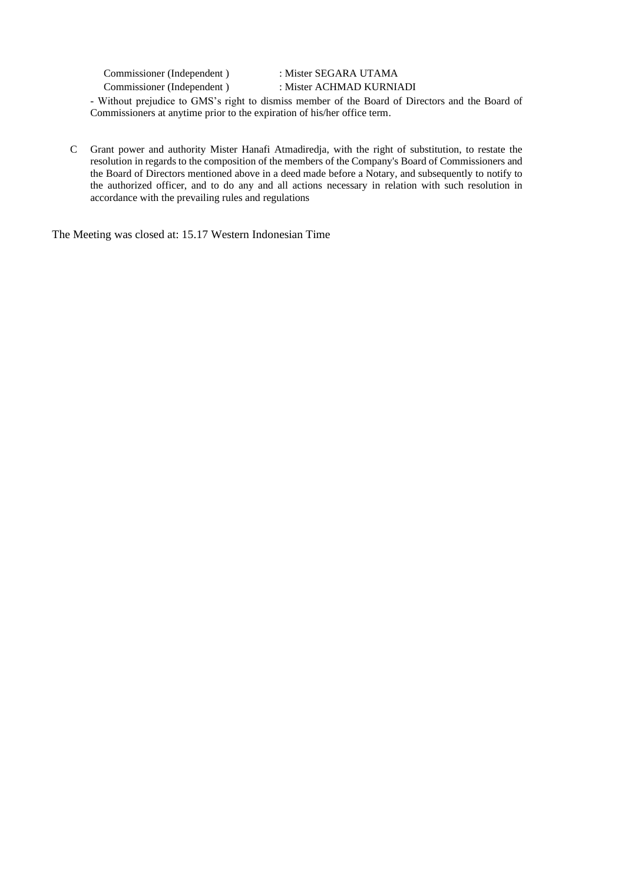| | |
|---|---|
| Commissioner (Independent ) | : Mister SEGARA UTAMA |
| Commissioner (Independent ) | : Mister ACHMAD KURNIADI |

- Without prejudice to GMS's right to dismiss member of the Board of Directors and the Board of Commissioners at anytime prior to the expiration of his/her office term.

C Grant power and authority Mister Hanafi Atmadiredja, with the right of substitution, to restate the resolution in regards to the composition of the members of the Company's Board of Commissioners and the Board of Directors mentioned above in a deed made before a Notary, and subsequently to notify to the authorized officer, and to do any and all actions necessary in relation with such resolution in accordance with the prevailing rules and regulations

The Meeting was closed at: 15.17 Western Indonesian Time